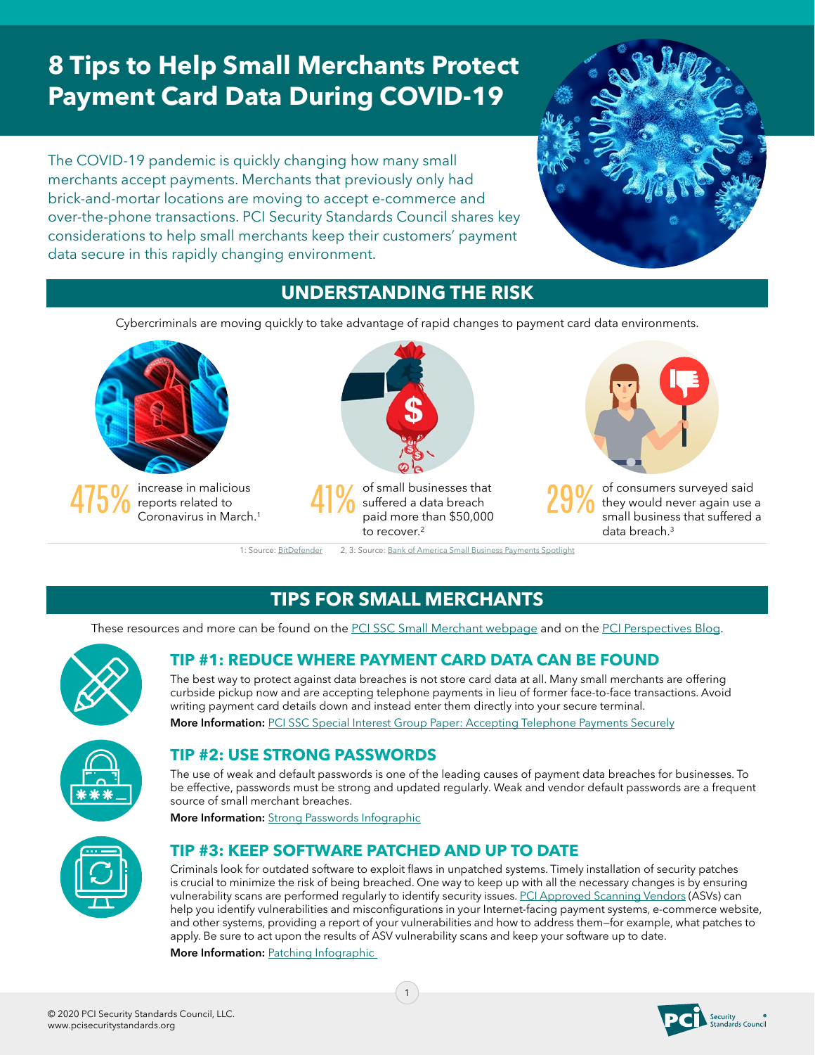# 8 Tips to Help Small Merchants Protect Payment Card Data During COVID-19

The COVID-19 pandemic is quickly changing how many small merchants accept payments. Merchants that previously only had brick-and-mortar locations are moving to accept e-commerce and over-the-phone transactions. PCI Security Standards Council shares key considerations to help small merchants keep their customers' payment data secure in this rapidly changing environment.

## UNDERSTANDING THE RISK

Cybercriminals are moving quickly to take advantage of rapid changes to payment card data environments.

**475%** increase in malicious reports related to Coronavirus in March.[1]

**41%** of small businesses that suffered a data breach paid more than $50,000 to recover.[2]

**29%** of consumers surveyed said they would never again use a small business that suffered a data breach.[3]

1: Source: BitDefender 2, 3: Source: Bank of America Small Business Payments Spotlight

## TIPS FOR SMALL MERCHANTS

These resources and more can be found on the PCI SSC Small Merchant webpage and on the PCI Perspectives Blog.

### TIP #1: REDUCE WHERE PAYMENT CARD DATA CAN BE FOUND

The best way to protect against data breaches is not store card data at all. Many small merchants are offering curbside pickup now and are accepting telephone payments in lieu of former face-to-face transactions. Avoid writing payment card details down and instead enter them directly into your secure terminal.

**More Information:** PCI SSC Special Interest Group Paper: Accepting Telephone Payments Securely

### TIP #2: USE STRONG PASSWORDS

The use of weak and default passwords is one of the leading causes of payment data breaches for businesses. To be effective, passwords must be strong and updated regularly. Weak and vendor default passwords are a frequent source of small merchant breaches.

**More Information:** Strong Passwords Infographic

### TIP #3: KEEP SOFTWARE PATCHED AND UP TO DATE

Criminals look for outdated software to exploit flaws in unpatched systems. Timely installation of security patches is crucial to minimize the risk of being breached. One way to keep up with all the necessary changes is by ensuring vulnerability scans are performed regularly to identify security issues. PCI Approved Scanning Vendors (ASVs) can help you identify vulnerabilities and misconfigurations in your Internet-facing payment systems, e-commerce website, and other systems, providing a report of your vulnerabilities and how to address them—for example, what patches to apply. Be sure to act upon the results of ASV vulnerability scans and keep your software up to date.

**More Information:** Patching Infographic

© 2020 PCI Security Standards Council, LLC.
www.pcisecuritystandards.org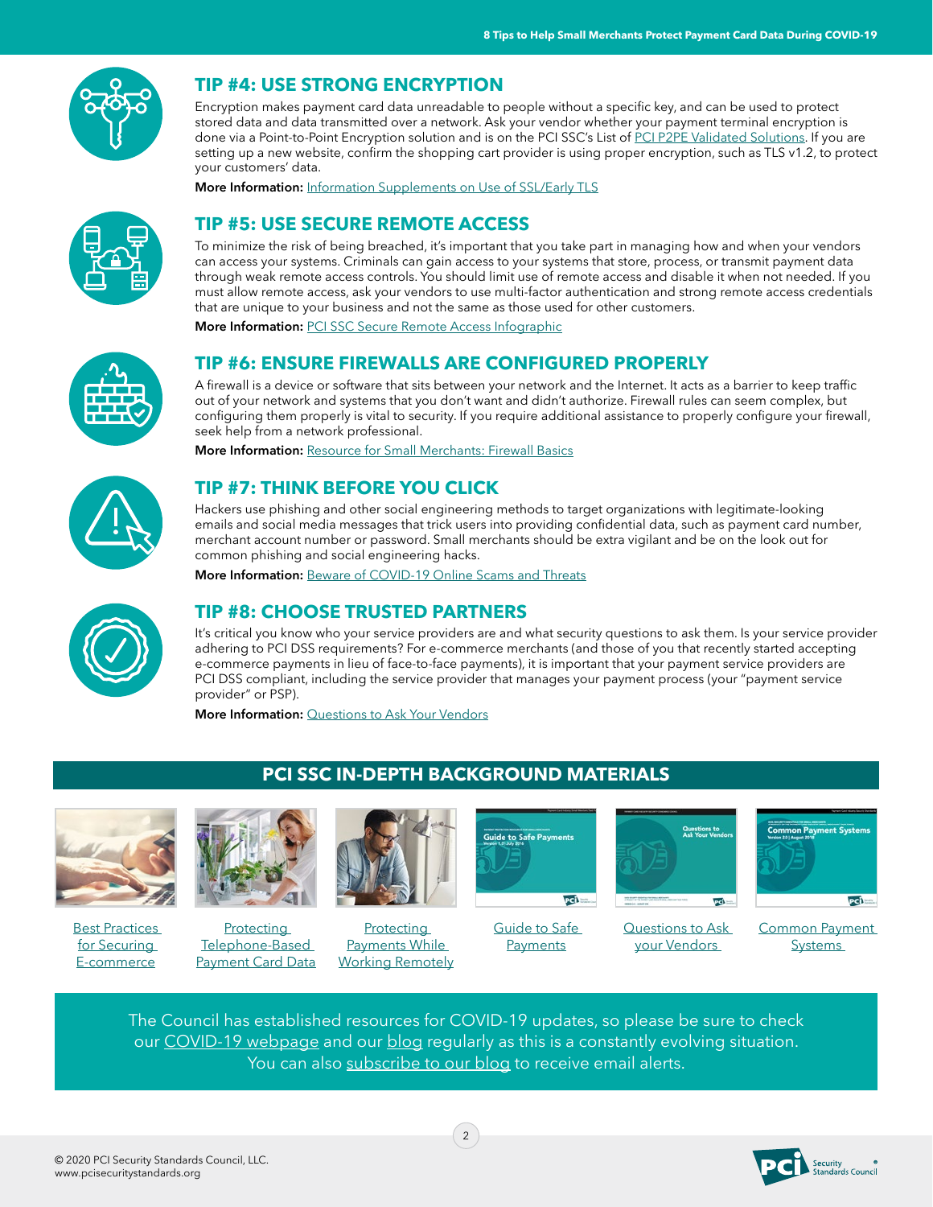## TIP #4: USE STRONG ENCRYPTION

Encryption makes payment card data unreadable to people without a specific key, and can be used to protect stored data and data transmitted over a network. Ask your vendor whether your payment terminal encryption is done via a Point-to-Point Encryption solution and is on the PCI SSC's List of PCI P2PE Validated Solutions. If you are setting up a new website, confirm the shopping cart provider is using proper encryption, such as TLS v1.2, to protect your customers' data.

**More Information:** Information Supplements on Use of SSL/Early TLS

## TIP #5: USE SECURE REMOTE ACCESS

To minimize the risk of being breached, it's important that you take part in managing how and when your vendors can access your systems. Criminals can gain access to your systems that store, process, or transmit payment data through weak remote access controls. You should limit use of remote access and disable it when not needed. If you must allow remote access, ask your vendors to use multi-factor authentication and strong remote access credentials that are unique to your business and not the same as those used for other customers.

**More Information:** PCI SSC Secure Remote Access Infographic

## TIP #6: ENSURE FIREWALLS ARE CONFIGURED PROPERLY

A firewall is a device or software that sits between your network and the Internet. It acts as a barrier to keep traffic out of your network and systems that you don't want and didn't authorize. Firewall rules can seem complex, but configuring them properly is vital to security. If you require additional assistance to properly configure your firewall, seek help from a network professional.

**More Information:** Resource for Small Merchants: Firewall Basics

## TIP #7: THINK BEFORE YOU CLICK

Hackers use phishing and other social engineering methods to target organizations with legitimate-looking emails and social media messages that trick users into providing confidential data, such as payment card number, merchant account number or password. Small merchants should be extra vigilant and be on the look out for common phishing and social engineering hacks.

**More Information:** Beware of COVID-19 Online Scams and Threats

## TIP #8: CHOOSE TRUSTED PARTNERS

It's critical you know who your service providers are and what security questions to ask them. Is your service provider adhering to PCI DSS requirements? For e-commerce merchants (and those of you that recently started accepting e-commerce payments in lieu of face-to-face payments), it is important that your payment service providers are PCI DSS compliant, including the service provider that manages your payment process (your "payment service provider" or PSP).

**More Information:** Questions to Ask Your Vendors

## PCI SSC IN-DEPTH BACKGROUND MATERIALS

- Best Practices for Securing E-commerce
- Protecting Telephone-Based Payment Card Data
- Protecting Payments While Working Remotely
- Guide to Safe Payments
- Questions to Ask your Vendors
- Common Payment Systems

The Council has established resources for COVID-19 updates, so please be sure to check our COVID-19 webpage and our blog regularly as this is a constantly evolving situation. You can also subscribe to our blog to receive email alerts.

© 2020 PCI Security Standards Council, LLC.
www.pcisecuritystandards.org